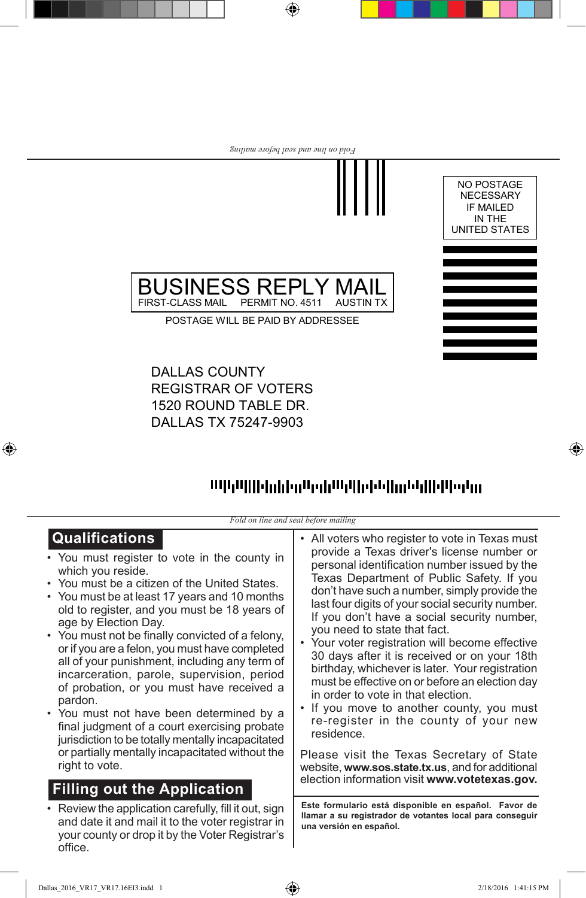*Fold on line and seal before mailing*

NO POSTAGE NECESSARY IF MAILED IN THE UNITED STATES

# BUSINESS REPLY MAIL

FIRST-CLASS MAIL PERMIT NO. 4511 AUSTIN TX

POSTAGE WILL BE PAID BY ADDRESSEE

DALLAS COUNTY
REGISTRAR OF VOTERS
1520 ROUND TABLE DR.
DALLAS TX 75247-9903

*Fold on line and seal before mailing*

## Qualifications

- You must register to vote in the county in which you reside.
- You must be a citizen of the United States.
- You must be at least 17 years and 10 months old to register, and you must be 18 years of age by Election Day.
- You must not be finally convicted of a felony, or if you are a felon, you must have completed all of your punishment, including any term of incarceration, parole, supervision, period of probation, or you must have received a pardon.
- You must not have been determined by a final judgment of a court exercising probate jurisdiction to be totally mentally incapacitated or partially mentally incapacitated without the right to vote.

## Filling out the Application

- Review the application carefully, fill it out, sign and date it and mail it to the voter registrar in your county or drop it by the Voter Registrar's office.
- All voters who register to vote in Texas must provide a Texas driver's license number or personal identification number issued by the Texas Department of Public Safety. If you don't have such a number, simply provide the last four digits of your social security number. If you don't have a social security number, you need to state that fact.
- Your voter registration will become effective 30 days after it is received or on your 18th birthday, whichever is later. Your registration must be effective on or before an election day in order to vote in that election.
- If you move to another county, you must re-register in the county of your new residence.

Please visit the Texas Secretary of State website, **www.sos.state.tx.us**, and for additional election information visit **www.votetexas.gov.**

**Este formulario está disponible en español. Favor de llamar a su registrador de votantes local para conseguir una versión en español.**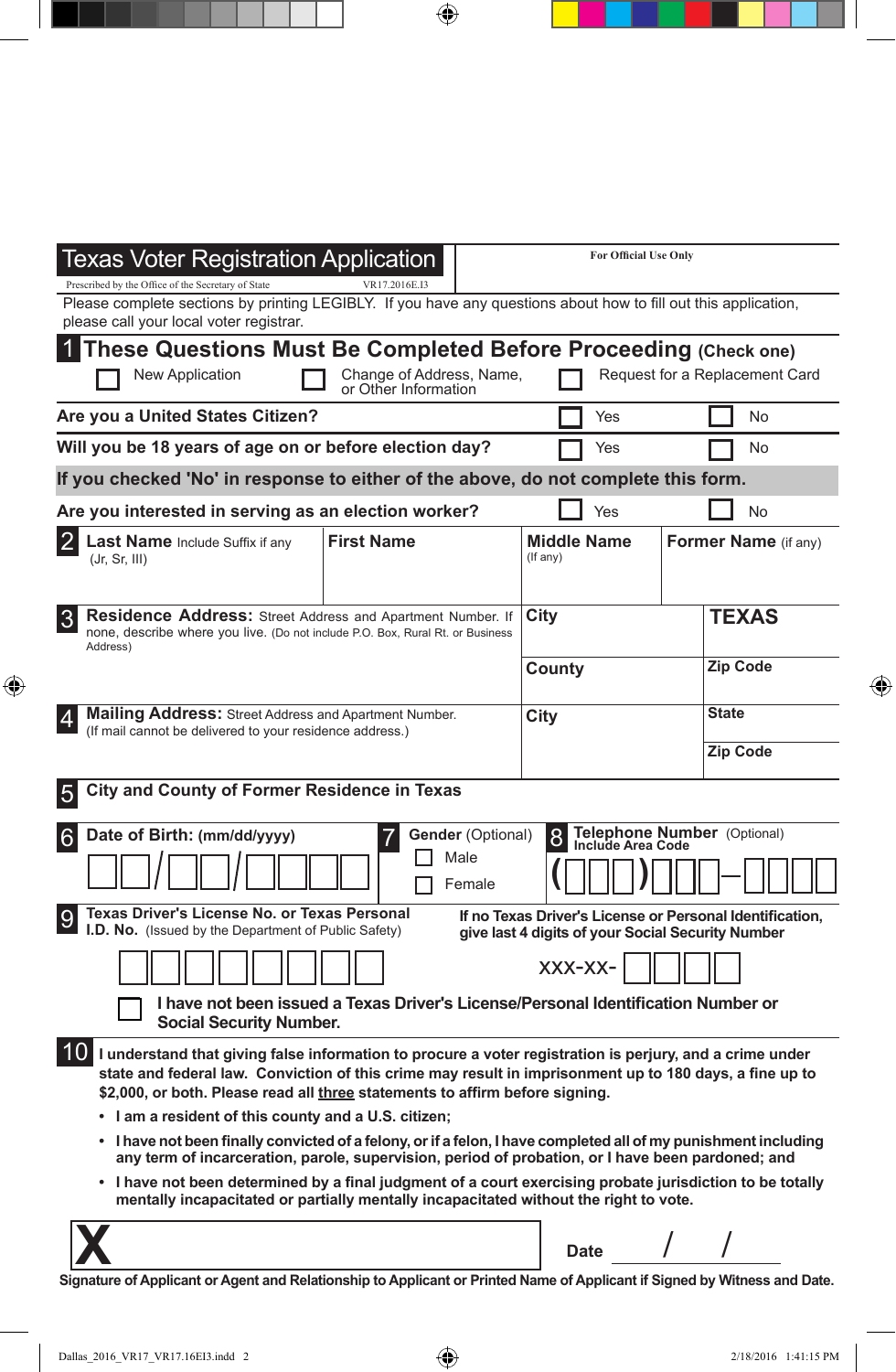# Texas Voter Registration Application

Prescribed by the Office of the Secretary of State VR17.2016E.I3

For Official Use Only

Please complete sections by printing LEGIBLY. If you have any questions about how to fill out this application, please call your local voter registrar.

## 1 These Questions Must Be Completed Before Proceeding (Check one)

☐ New Application ☐ Change of Address, Name, or Other Information ☐ Request for a Replacement Card

| | | |
|---|---|---|
| **Are you a United States Citizen?** | ☐ Yes | ☐ No |
| **Will you be 18 years of age on or before election day?** | ☐ Yes | ☐ No |

**If you checked 'No' in response to either of the above, do not complete this form.**

| | | |
|---|---|---|
| **Are you interested in serving as an election worker?** | ☐ Yes | ☐ No |

## 2

| **Last Name** Include Suffix if any (Jr, Sr, III) | **First Name** | **Middle Name** (If any) | **Former Name** (if any) |
|---|---|---|---|
| | | | |

## 3

**Residence Address:** Street Address and Apartment Number. If none, describe where you live. (Do not include P.O. Box, Rural Rt. or Business Address)

| | | |
|---|---|---|
| | **City** | **TEXAS** |
| | **County** | **Zip Code** |

## 4

**Mailing Address:** Street Address and Apartment Number. (If mail cannot be delivered to your residence address.)

| | | |
|---|---|---|
| | **City** | **State** |
| | | **Zip Code** |

## 5 City and County of Former Residence in Texas

## 6 Date of Birth: (mm/dd/yyyy)

☐☐/☐☐/☐☐☐☐

## 7 Gender (Optional)

☐ Male

☐ Female

## 8 Telephone Number (Optional)

Include Area Code

(☐☐☐)☐☐☐–☐☐☐☐

## 9 Texas Driver's License No. or Texas Personal I.D. No. (Issued by the Department of Public Safety)

☐☐☐☐☐☐☐☐

**If no Texas Driver's License or Personal Identification, give last 4 digits of your Social Security Number**

XXX-XX-☐☐☐☐

☐ **I have not been issued a Texas Driver's License/Personal Identification Number or Social Security Number.**

## 10

**I understand that giving false information to procure a voter registration is perjury, and a crime under state and federal law. Conviction of this crime may result in imprisonment up to 180 days, a fine up to $2,000, or both. Please read all <u>three</u> statements to affirm before signing.**

- **I am a resident of this county and a U.S. citizen;**
- **I have not been finally convicted of a felony, or if a felon, I have completed all of my punishment including any term of incarceration, parole, supervision, period of probation, or I have been pardoned; and**
- **I have not been determined by a final judgment of a court exercising probate jurisdiction to be totally mentally incapacitated or partially mentally incapacitated without the right to vote.**

**X** ____________________ **Date** ___ / ___ / ___

**Signature of Applicant or Agent and Relationship to Applicant or Printed Name of Applicant if Signed by Witness and Date.**